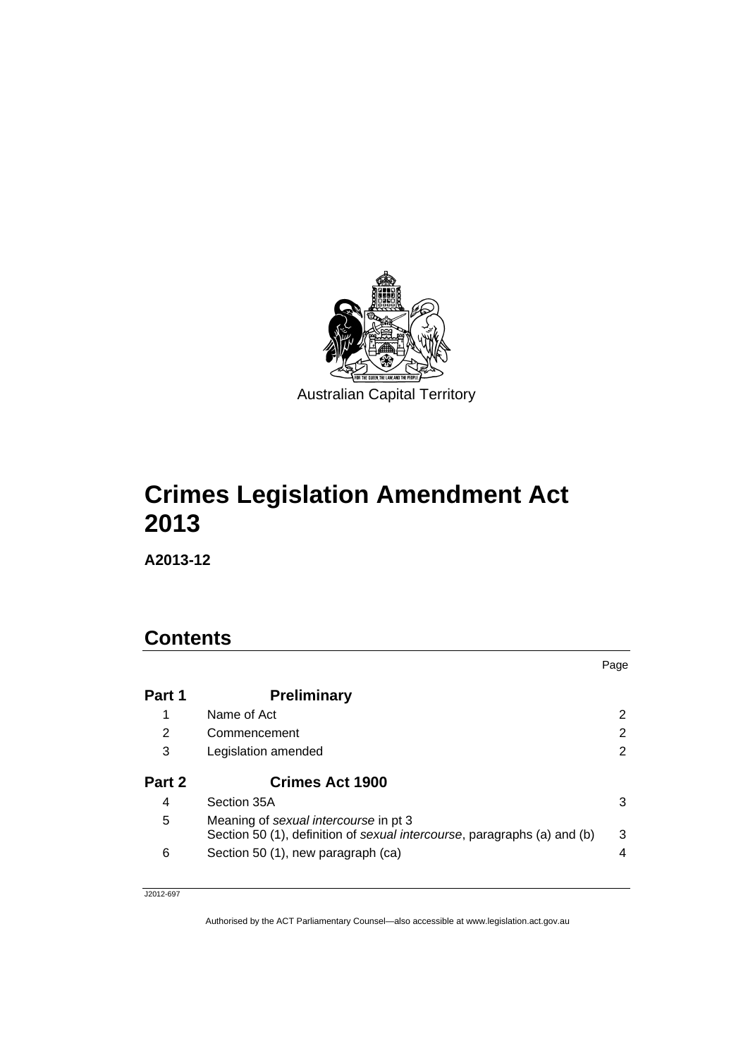Australian Capital Territory

# Crimes Legislation Amendment Act 2013

**A2013-12**

## Contents

| | | Page |
|---|---|---|
| **Part 1** | **Preliminary** | |
| 1 | Name of Act | 2 |
| 2 | Commencement | 2 |
| 3 | Legislation amended | 2 |
| **Part 2** | **Crimes Act 1900** | |
| 4 | Section 35A | 3 |
| 5 | Meaning of *sexual intercourse* in pt 3 Section 50 (1), definition of *sexual intercourse*, paragraphs (a) and (b) | 3 |
| 6 | Section 50 (1), new paragraph (ca) | 4 |

J2012-697

Authorised by the ACT Parliamentary Counsel—also accessible at www.legislation.act.gov.au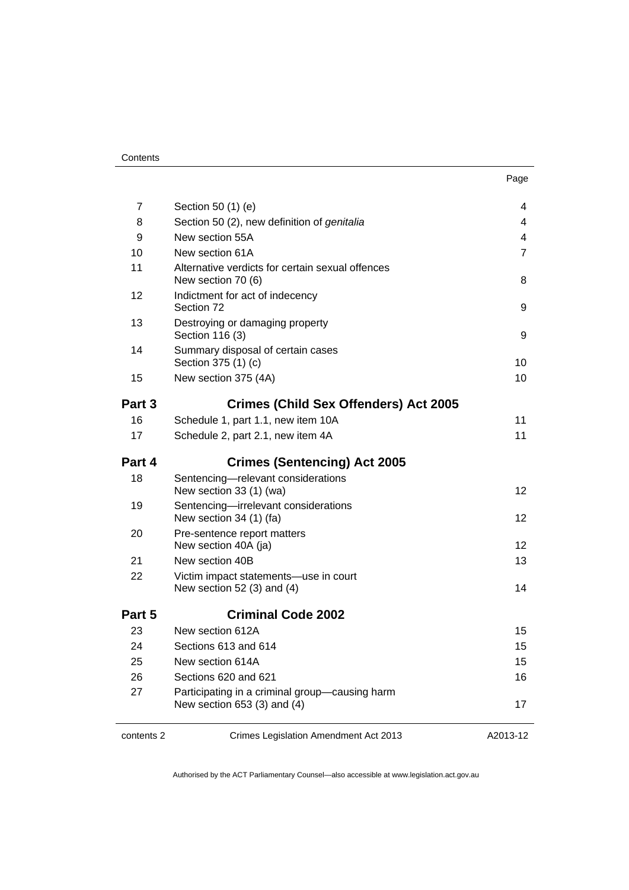| | | Page |
|---|---|---|
| 7 | Section 50 (1) (e) | 4 |
| 8 | Section 50 (2), new definition of *genitalia* | 4 |
| 9 | New section 55A | 4 |
| 10 | New section 61A | 7 |
| 11 | Alternative verdicts for certain sexual offences<br>New section 70 (6) | 8 |
| 12 | Indictment for act of indecency<br>Section 72 | 9 |
| 13 | Destroying or damaging property<br>Section 116 (3) | 9 |
| 14 | Summary disposal of certain cases<br>Section 375 (1) (c) | 10 |
| 15 | New section 375 (4A) | 10 |
| **Part 3** | **Crimes (Child Sex Offenders) Act 2005** | |
| 16 | Schedule 1, part 1.1, new item 10A | 11 |
| 17 | Schedule 2, part 2.1, new item 4A | 11 |
| **Part 4** | **Crimes (Sentencing) Act 2005** | |
| 18 | Sentencing—relevant considerations<br>New section 33 (1) (wa) | 12 |
| 19 | Sentencing—irrelevant considerations<br>New section 34 (1) (fa) | 12 |
| 20 | Pre-sentence report matters<br>New section 40A (ja) | 12 |
| 21 | New section 40B | 13 |
| 22 | Victim impact statements—use in court<br>New section 52 (3) and (4) | 14 |
| **Part 5** | **Criminal Code 2002** | |
| 23 | New section 612A | 15 |
| 24 | Sections 613 and 614 | 15 |
| 25 | New section 614A | 15 |
| 26 | Sections 620 and 621 | 16 |
| 27 | Participating in a criminal group—causing harm<br>New section 653 (3) and (4) | 17 |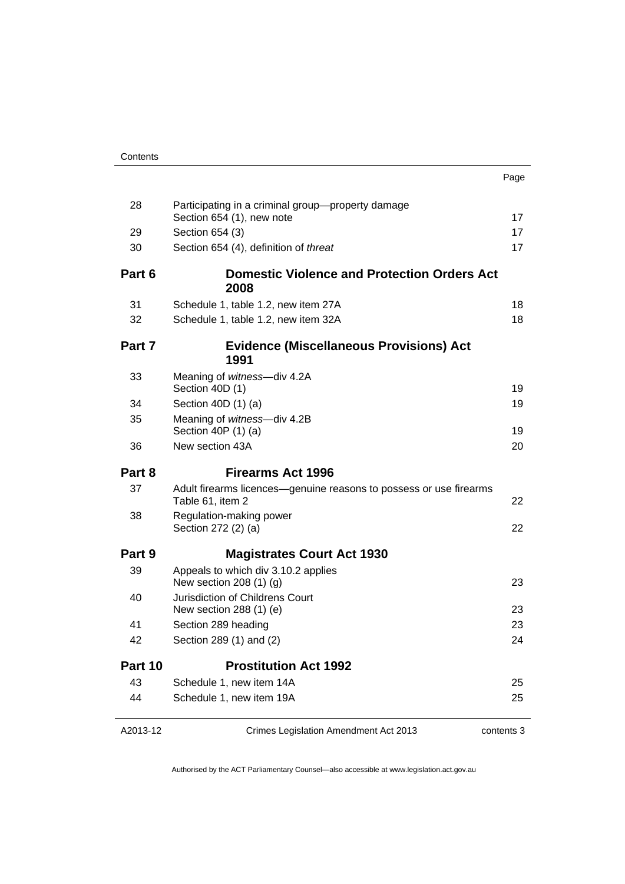| | | Page |
|---|---|---|
| 28 | Participating in a criminal group—property damage Section 654 (1), new note | 17 |
| 29 | Section 654 (3) | 17 |
| 30 | Section 654 (4), definition of *threat* | 17 |
| **Part 6** | **Domestic Violence and Protection Orders Act 2008** | |
| 31 | Schedule 1, table 1.2, new item 27A | 18 |
| 32 | Schedule 1, table 1.2, new item 32A | 18 |
| **Part 7** | **Evidence (Miscellaneous Provisions) Act 1991** | |
| 33 | Meaning of *witness*—div 4.2A Section 40D (1) | 19 |
| 34 | Section 40D (1) (a) | 19 |
| 35 | Meaning of *witness*—div 4.2B Section 40P (1) (a) | 19 |
| 36 | New section 43A | 20 |
| **Part 8** | **Firearms Act 1996** | |
| 37 | Adult firearms licences—genuine reasons to possess or use firearms Table 61, item 2 | 22 |
| 38 | Regulation-making power Section 272 (2) (a) | 22 |
| **Part 9** | **Magistrates Court Act 1930** | |
| 39 | Appeals to which div 3.10.2 applies New section 208 (1) (g) | 23 |
| 40 | Jurisdiction of Childrens Court New section 288 (1) (e) | 23 |
| 41 | Section 289 heading | 23 |
| 42 | Section 289 (1) and (2) | 24 |
| **Part 10** | **Prostitution Act 1992** | |
| 43 | Schedule 1, new item 14A | 25 |
| 44 | Schedule 1, new item 19A | 25 |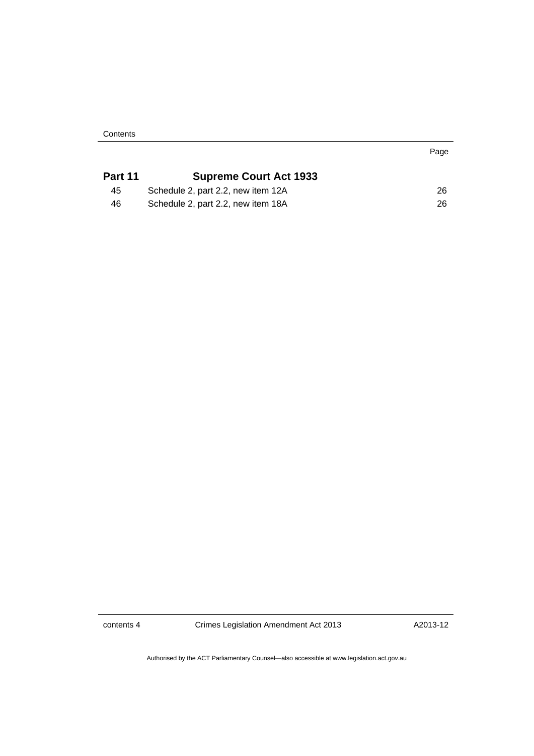| | | Page |
|---|---|---|
| **Part 11** | **Supreme Court Act 1933** | |
| 45 | Schedule 2, part 2.2, new item 12A | 26 |
| 46 | Schedule 2, part 2.2, new item 18A | 26 |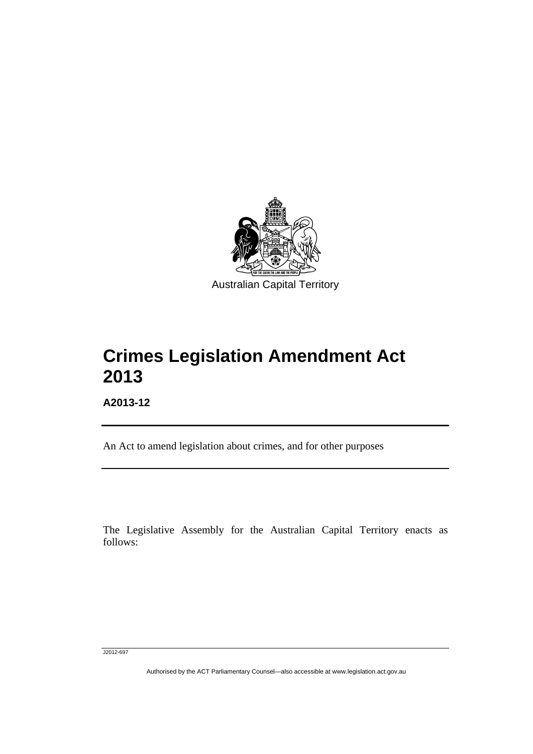Australian Capital Territory

# Crimes Legislation Amendment Act 2013

**A2013-12**

An Act to amend legislation about crimes, and for other purposes

The Legislative Assembly for the Australian Capital Territory enacts as follows:

J2012-697

Authorised by the ACT Parliamentary Counsel—also accessible at www.legislation.act.gov.au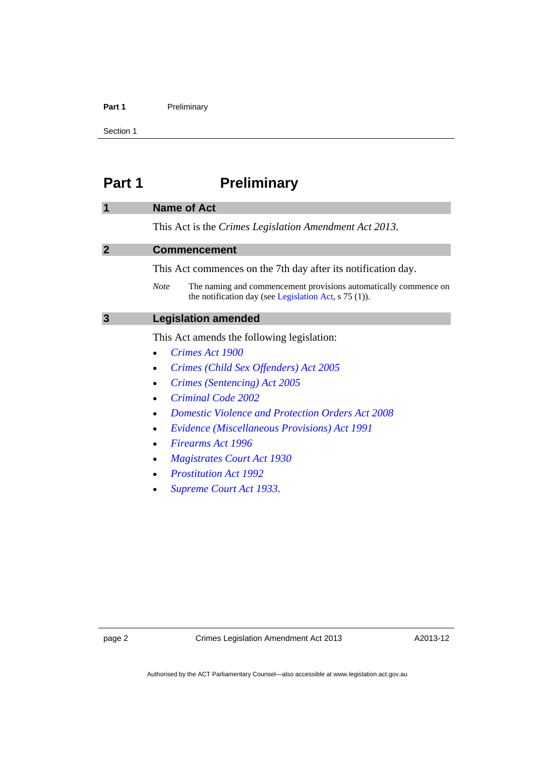# Part 1 Preliminary

## 1 Name of Act

This Act is the *Crimes Legislation Amendment Act 2013*.

## 2 Commencement

This Act commences on the 7th day after its notification day.

*Note* The naming and commencement provisions automatically commence on the notification day (see Legislation Act, s 75 (1)).

## 3 Legislation amended

This Act amends the following legislation:

- *Crimes Act 1900*
- *Crimes (Child Sex Offenders) Act 2005*
- *Crimes (Sentencing) Act 2005*
- *Criminal Code 2002*
- *Domestic Violence and Protection Orders Act 2008*
- *Evidence (Miscellaneous Provisions) Act 1991*
- *Firearms Act 1996*
- *Magistrates Court Act 1930*
- *Prostitution Act 1992*
- *Supreme Court Act 1933*.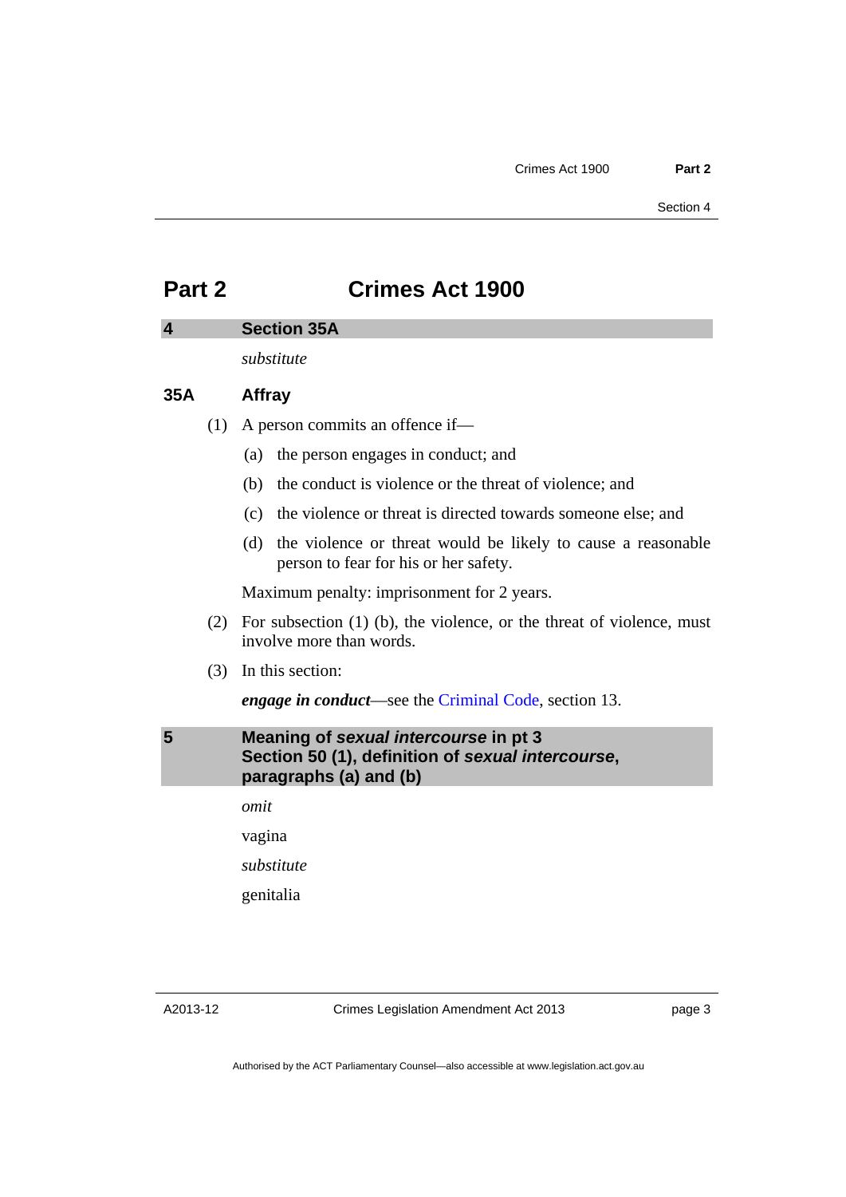# Part 2 Crimes Act 1900

## 4 Section 35A

*substitute*

### 35A Affray

(1) A person commits an offence if—

(a) the person engages in conduct; and

(b) the conduct is violence or the threat of violence; and

(c) the violence or threat is directed towards someone else; and

(d) the violence or threat would be likely to cause a reasonable person to fear for his or her safety.

Maximum penalty: imprisonment for 2 years.

(2) For subsection (1) (b), the violence, or the threat of violence, must involve more than words.

(3) In this section:

***engage in conduct***—see the Criminal Code, section 13.

## 5 Meaning of *sexual intercourse* in pt 3 Section 50 (1), definition of *sexual intercourse*, paragraphs (a) and (b)

*omit*

vagina

*substitute*

genitalia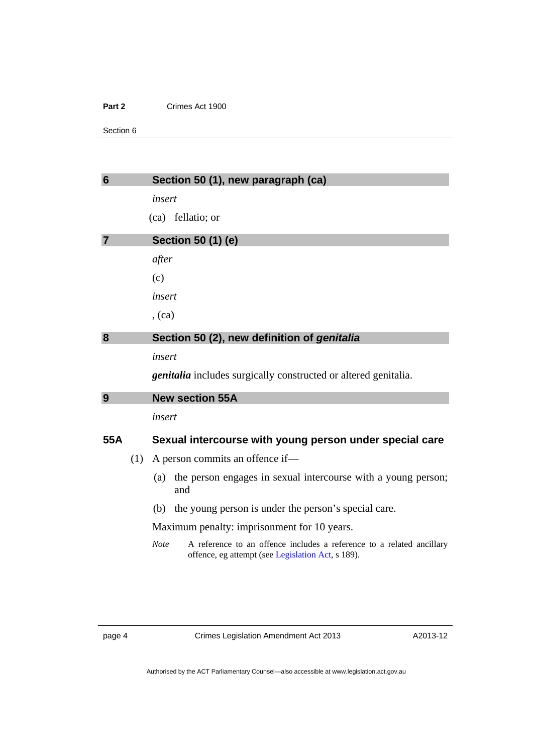## 6 Section 50 (1), new paragraph (ca)

*insert*

(ca) fellatio; or

## 7 Section 50 (1) (e)

*after*

(c)

*insert*

, (ca)

## 8 Section 50 (2), new definition of *genitalia*

*insert*

***genitalia*** includes surgically constructed or altered genitalia.

## 9 New section 55A

*insert*

### 55A Sexual intercourse with young person under special care

(1) A person commits an offence if—

(a) the person engages in sexual intercourse with a young person; and

(b) the young person is under the person's special care.

Maximum penalty: imprisonment for 10 years.

*Note* A reference to an offence includes a reference to a related ancillary offence, eg attempt (see Legislation Act, s 189).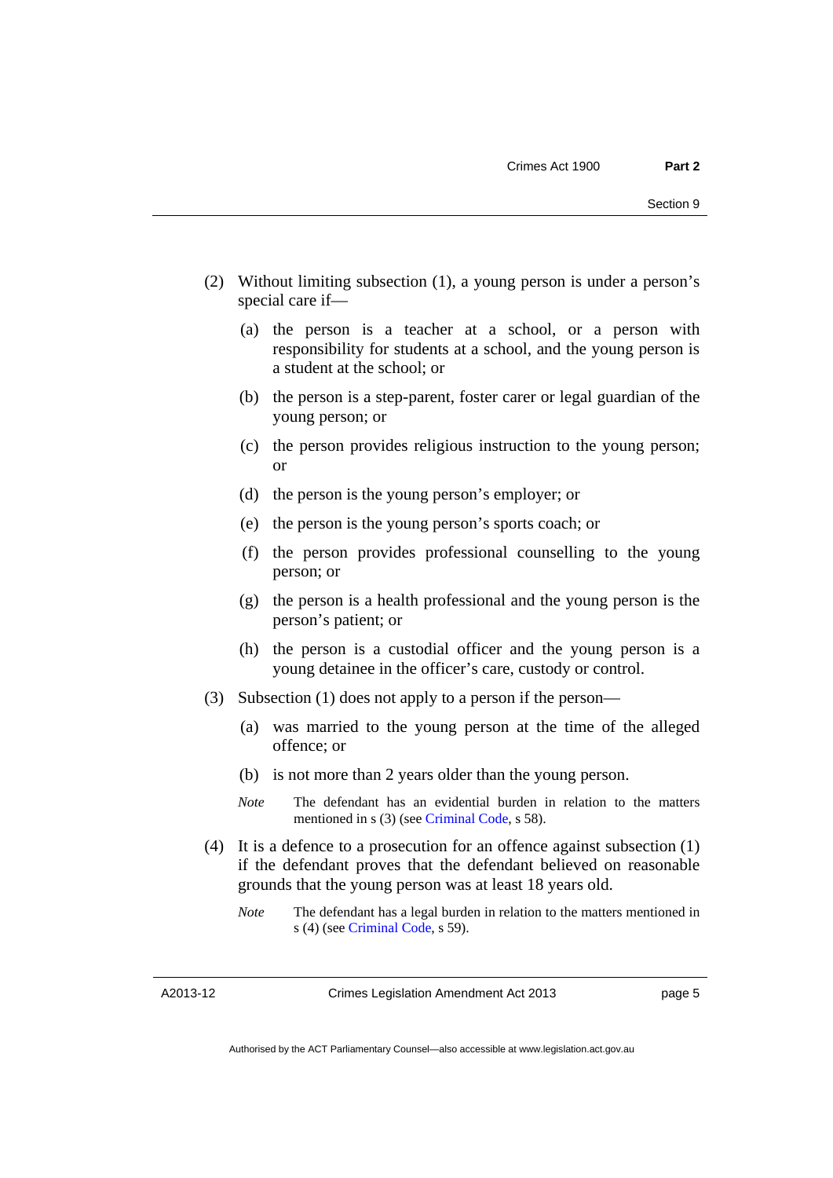(2) Without limiting subsection (1), a young person is under a person's special care if—

(a) the person is a teacher at a school, or a person with responsibility for students at a school, and the young person is a student at the school; or

(b) the person is a step-parent, foster carer or legal guardian of the young person; or

(c) the person provides religious instruction to the young person; or

(d) the person is the young person's employer; or

(e) the person is the young person's sports coach; or

(f) the person provides professional counselling to the young person; or

(g) the person is a health professional and the young person is the person's patient; or

(h) the person is a custodial officer and the young person is a young detainee in the officer's care, custody or control.

(3) Subsection (1) does not apply to a person if the person—

(a) was married to the young person at the time of the alleged offence; or

(b) is not more than 2 years older than the young person.

*Note* The defendant has an evidential burden in relation to the matters mentioned in s (3) (see Criminal Code, s 58).

(4) It is a defence to a prosecution for an offence against subsection (1) if the defendant proves that the defendant believed on reasonable grounds that the young person was at least 18 years old.

*Note* The defendant has a legal burden in relation to the matters mentioned in s (4) (see Criminal Code, s 59).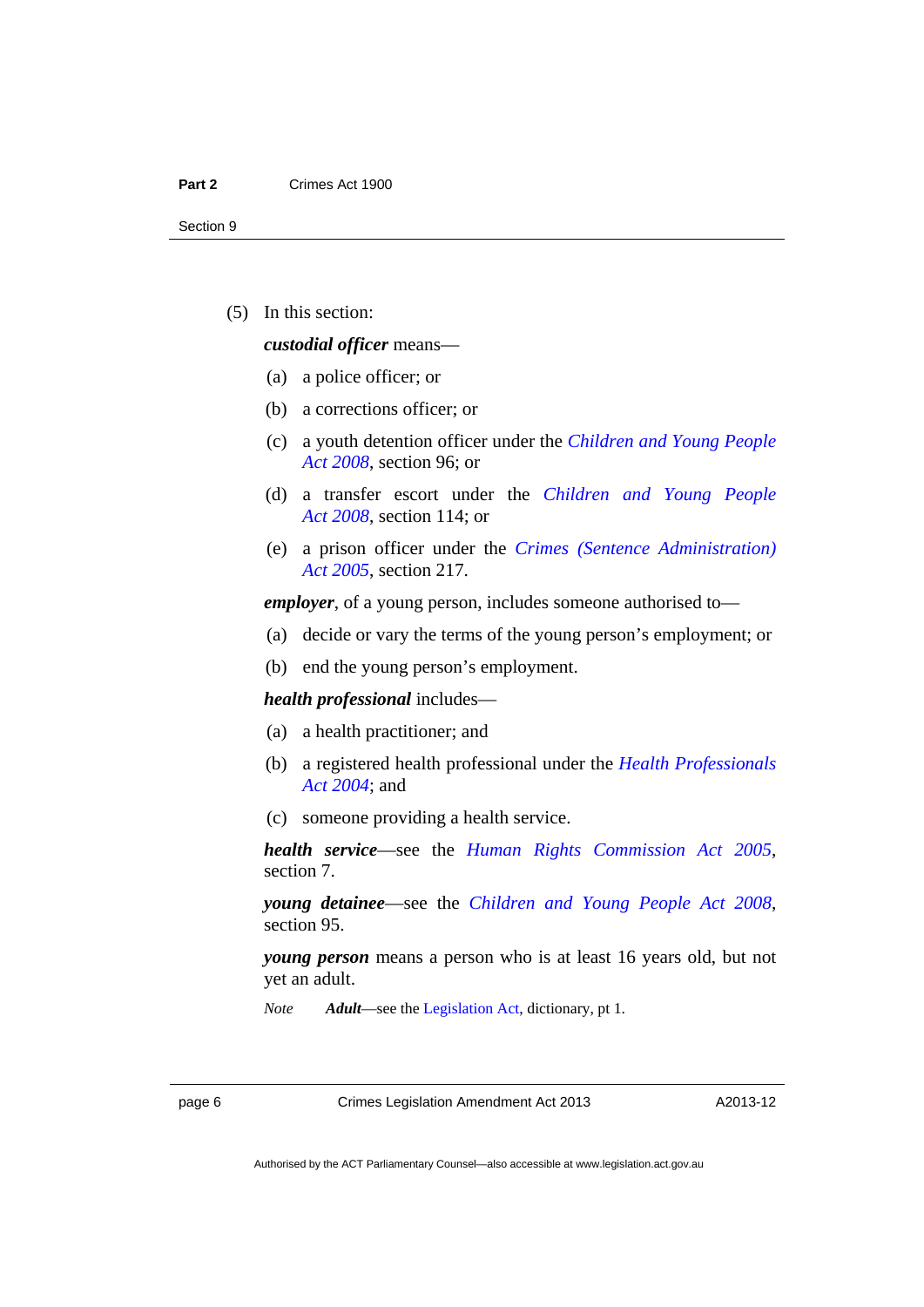(5) In this section:

***custodial officer*** means—

(a) a police officer; or

(b) a corrections officer; or

(c) a youth detention officer under the *Children and Young People Act 2008*, section 96; or

(d) a transfer escort under the *Children and Young People Act 2008*, section 114; or

(e) a prison officer under the *Crimes (Sentence Administration) Act 2005*, section 217.

***employer***, of a young person, includes someone authorised to—

(a) decide or vary the terms of the young person's employment; or

(b) end the young person's employment.

***health professional*** includes—

(a) a health practitioner; and

(b) a registered health professional under the *Health Professionals Act 2004*; and

(c) someone providing a health service.

***health service***—see the *Human Rights Commission Act 2005*, section 7.

***young detainee***—see the *Children and Young People Act 2008*, section 95.

***young person*** means a person who is at least 16 years old, but not yet an adult.

*Note* ***Adult***—see the Legislation Act, dictionary, pt 1.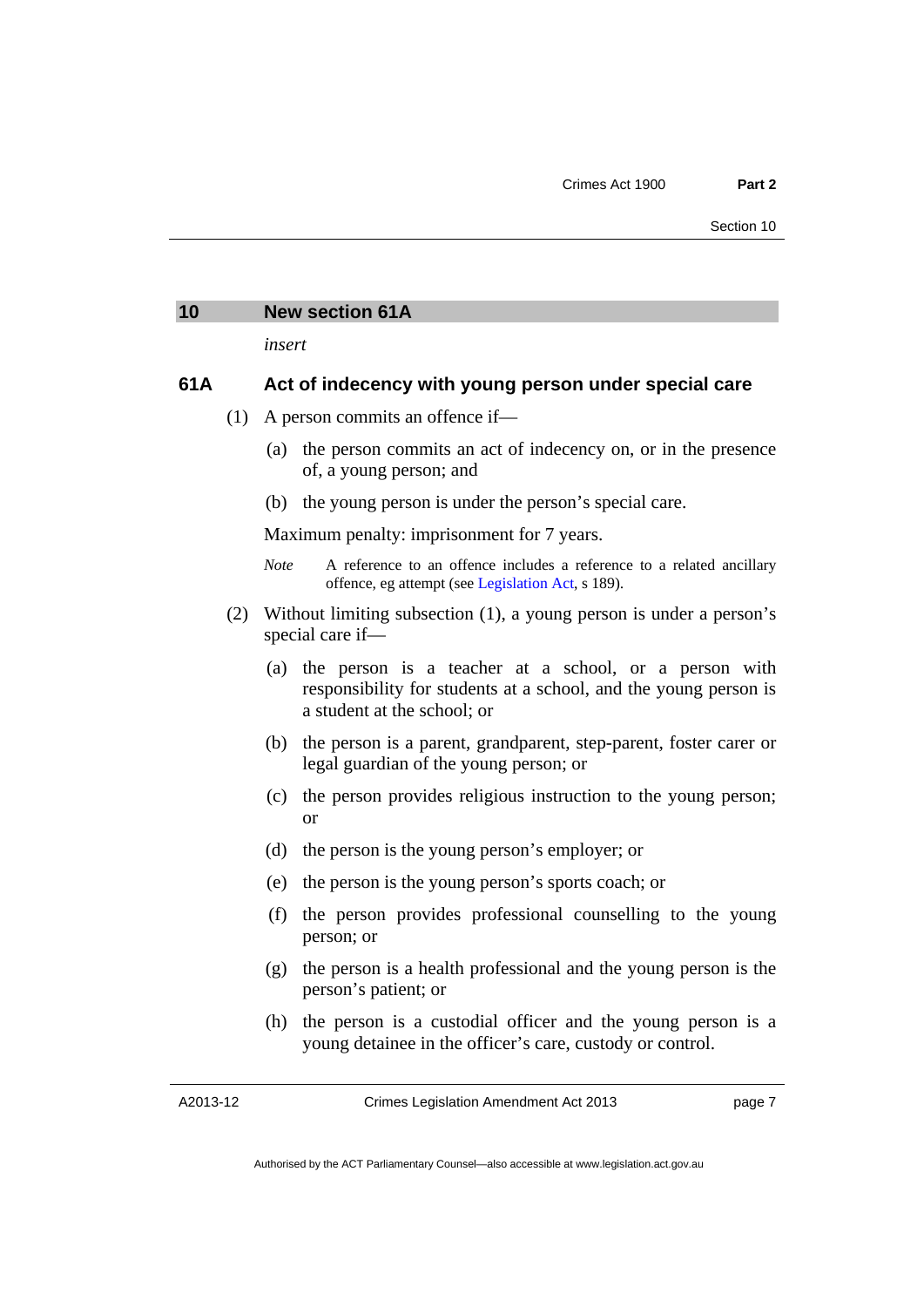## 10 New section 61A

*insert*

### 61A Act of indecency with young person under special care

(1) A person commits an offence if—

(a) the person commits an act of indecency on, or in the presence of, a young person; and

(b) the young person is under the person's special care.

Maximum penalty: imprisonment for 7 years.

*Note* A reference to an offence includes a reference to a related ancillary offence, eg attempt (see Legislation Act, s 189).

(2) Without limiting subsection (1), a young person is under a person's special care if—

(a) the person is a teacher at a school, or a person with responsibility for students at a school, and the young person is a student at the school; or

(b) the person is a parent, grandparent, step-parent, foster carer or legal guardian of the young person; or

(c) the person provides religious instruction to the young person; or

(d) the person is the young person's employer; or

(e) the person is the young person's sports coach; or

(f) the person provides professional counselling to the young person; or

(g) the person is a health professional and the young person is the person's patient; or

(h) the person is a custodial officer and the young person is a young detainee in the officer's care, custody or control.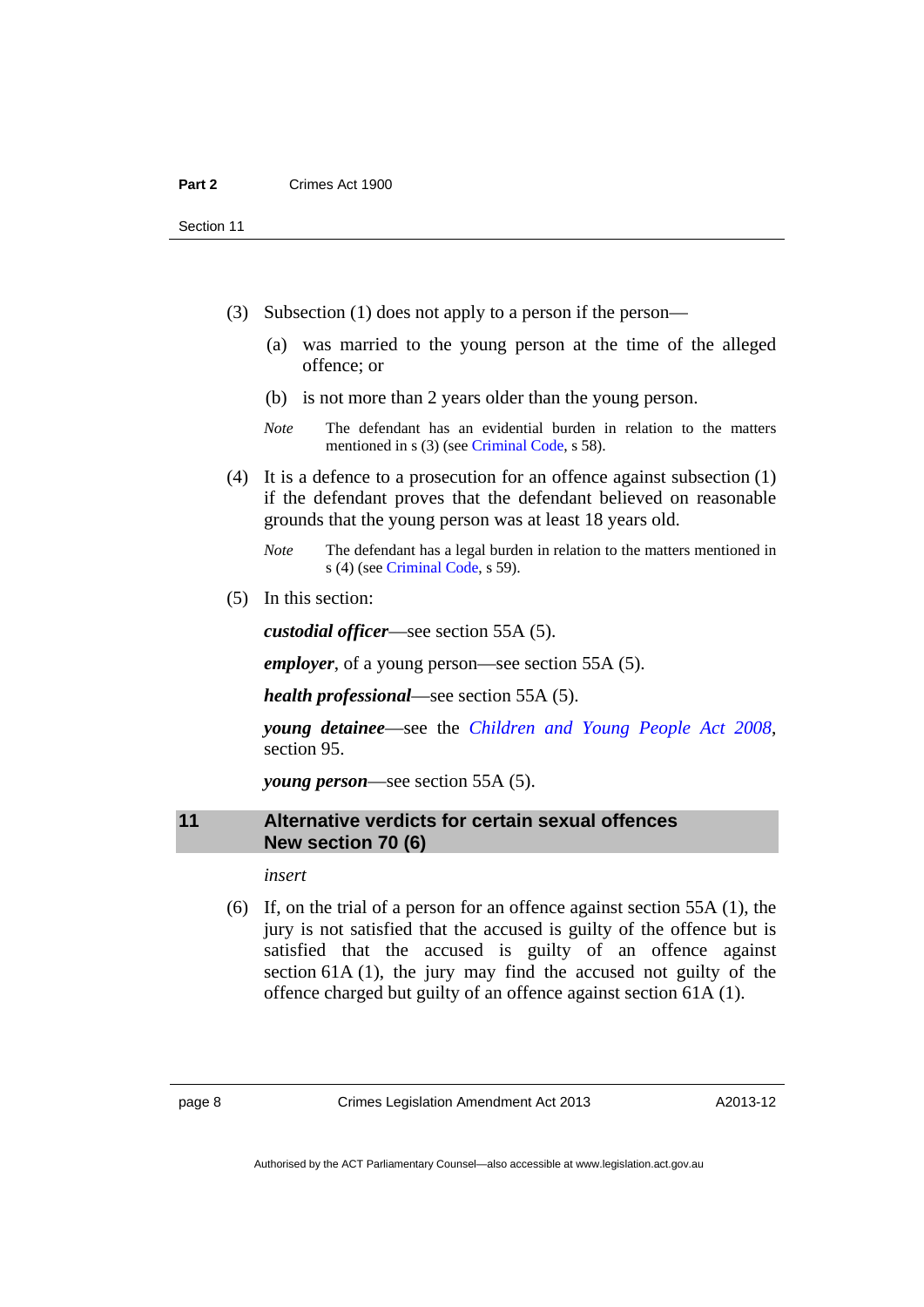(3) Subsection (1) does not apply to a person if the person—

(a) was married to the young person at the time of the alleged offence; or

(b) is not more than 2 years older than the young person.

*Note* The defendant has an evidential burden in relation to the matters mentioned in s (3) (see Criminal Code, s 58).

(4) It is a defence to a prosecution for an offence against subsection (1) if the defendant proves that the defendant believed on reasonable grounds that the young person was at least 18 years old.

*Note* The defendant has a legal burden in relation to the matters mentioned in s (4) (see Criminal Code, s 59).

(5) In this section:

***custodial officer***—see section 55A (5).

***employer***, of a young person—see section 55A (5).

***health professional***—see section 55A (5).

***young detainee***—see the *Children and Young People Act 2008*, section 95.

***young person***—see section 55A (5).

## 11 Alternative verdicts for certain sexual offences New section 70 (6)

*insert*

(6) If, on the trial of a person for an offence against section 55A (1), the jury is not satisfied that the accused is guilty of the offence but is satisfied that the accused is guilty of an offence against section 61A (1), the jury may find the accused not guilty of the offence charged but guilty of an offence against section 61A (1).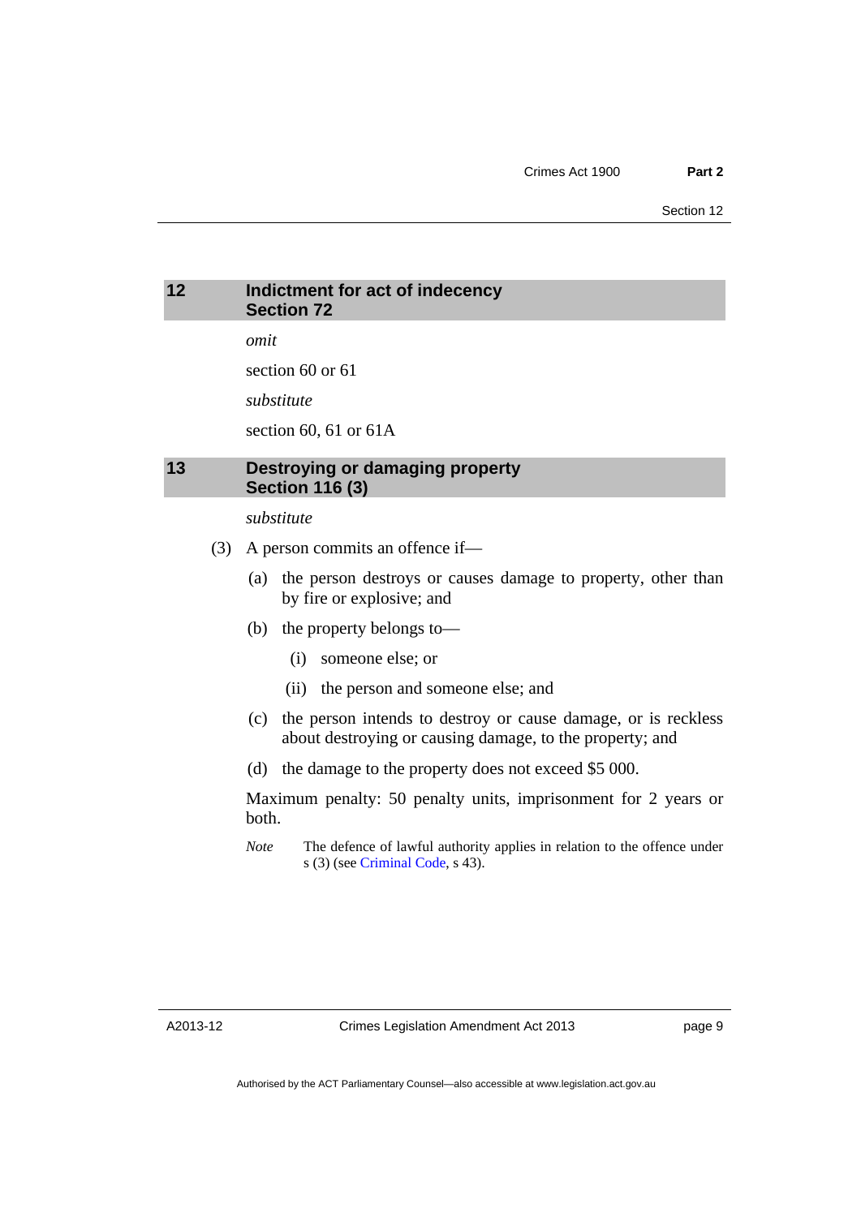## 12 Indictment for act of indecency Section 72

*omit*

section 60 or 61

*substitute*

section 60, 61 or 61A

## 13 Destroying or damaging property Section 116 (3)

*substitute*

(3) A person commits an offence if—

(a) the person destroys or causes damage to property, other than by fire or explosive; and

(b) the property belongs to—

(i) someone else; or

(ii) the person and someone else; and

(c) the person intends to destroy or cause damage, or is reckless about destroying or causing damage, to the property; and

(d) the damage to the property does not exceed $5 000.

Maximum penalty: 50 penalty units, imprisonment for 2 years or both.

*Note* The defence of lawful authority applies in relation to the offence under s (3) (see Criminal Code, s 43).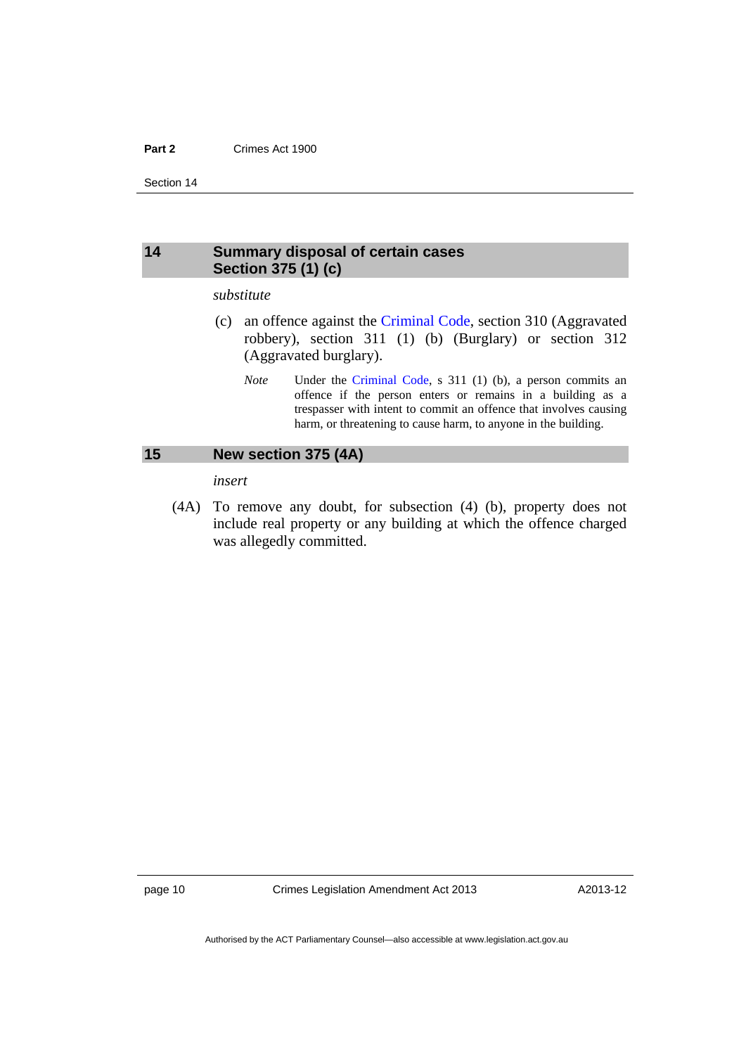## 14 Summary disposal of certain cases Section 375 (1) (c)

*substitute*

(c) an offence against the Criminal Code, section 310 (Aggravated robbery), section 311 (1) (b) (Burglary) or section 312 (Aggravated burglary).

*Note* Under the Criminal Code, s 311 (1) (b), a person commits an offence if the person enters or remains in a building as a trespasser with intent to commit an offence that involves causing harm, or threatening to cause harm, to anyone in the building.

## 15 New section 375 (4A)

*insert*

(4A) To remove any doubt, for subsection (4) (b), property does not include real property or any building at which the offence charged was allegedly committed.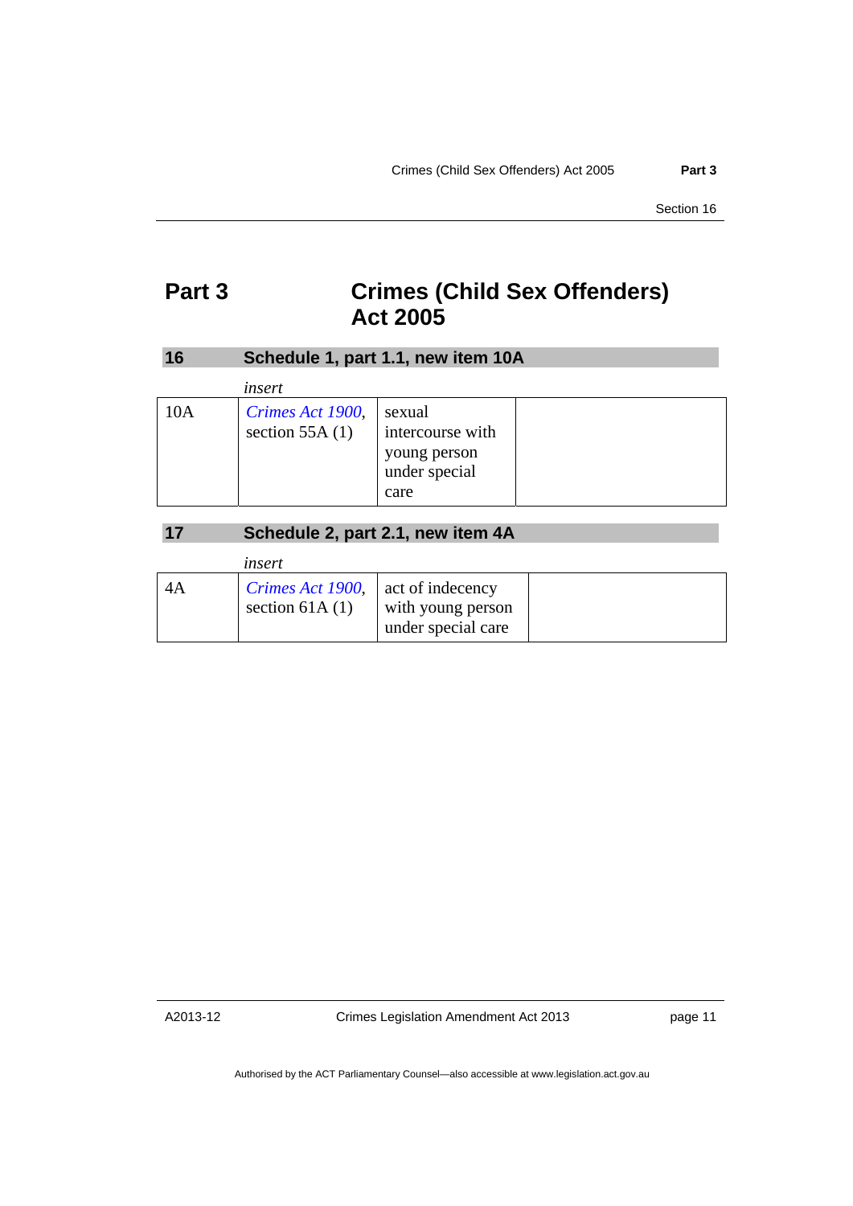# Part 3 Crimes (Child Sex Offenders) Act 2005

## 16 Schedule 1, part 1.1, new item 10A

*insert*

| | | | |
|---|---|---|---|
| 10A | *Crimes Act 1900*, section 55A (1) | sexual intercourse with young person under special care | |

## 17 Schedule 2, part 2.1, new item 4A

*insert*

| | | | |
|---|---|---|---|
| 4A | *Crimes Act 1900*, section 61A (1) | act of indecency with young person under special care | |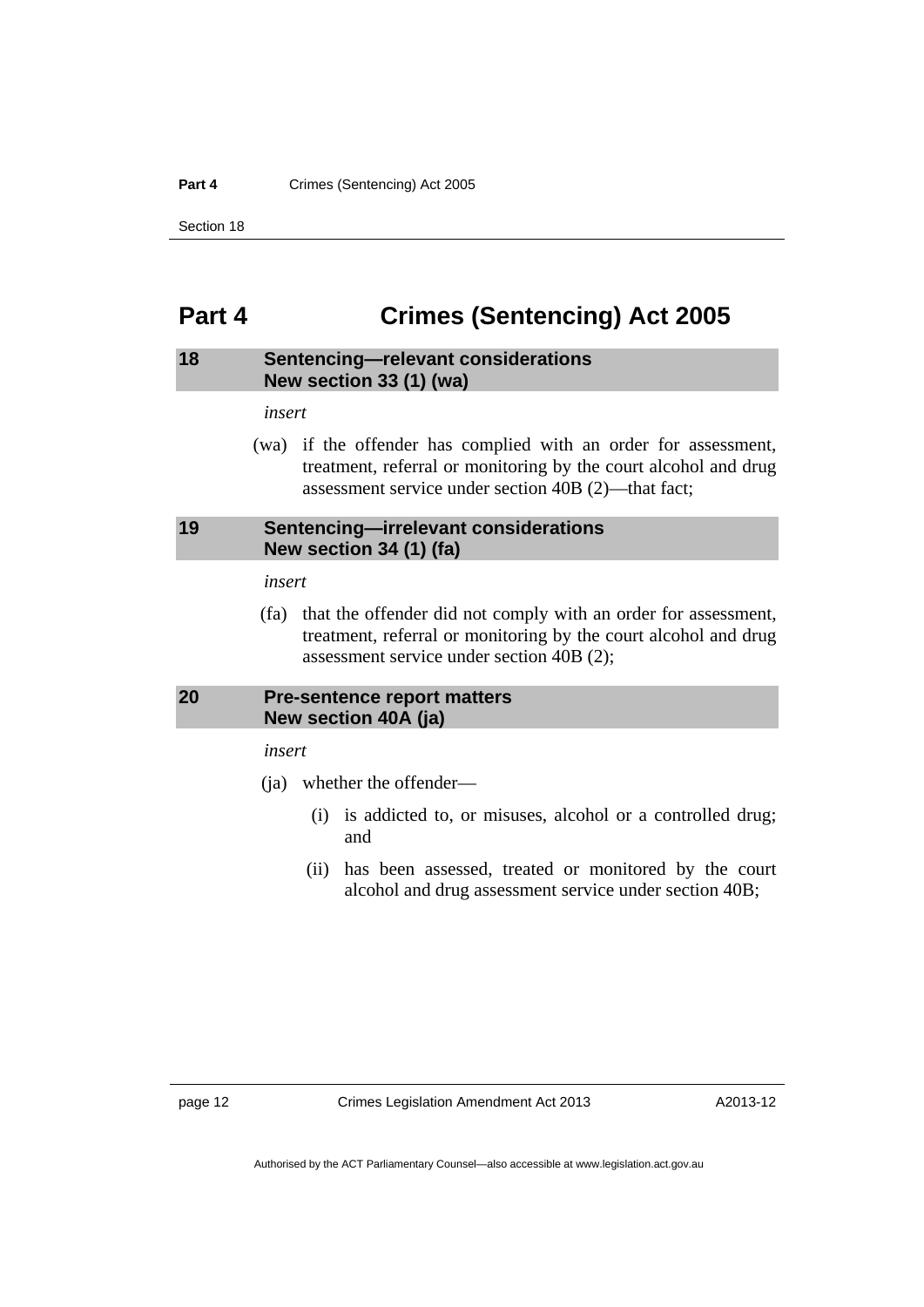# Part 4 Crimes (Sentencing) Act 2005

## 18 Sentencing—relevant considerations New section 33 (1) (wa)

*insert*

(wa) if the offender has complied with an order for assessment, treatment, referral or monitoring by the court alcohol and drug assessment service under section 40B (2)—that fact;

## 19 Sentencing—irrelevant considerations New section 34 (1) (fa)

*insert*

(fa) that the offender did not comply with an order for assessment, treatment, referral or monitoring by the court alcohol and drug assessment service under section 40B (2);

## 20 Pre-sentence report matters New section 40A (ja)

*insert*

(ja) whether the offender—

(i) is addicted to, or misuses, alcohol or a controlled drug; and

(ii) has been assessed, treated or monitored by the court alcohol and drug assessment service under section 40B;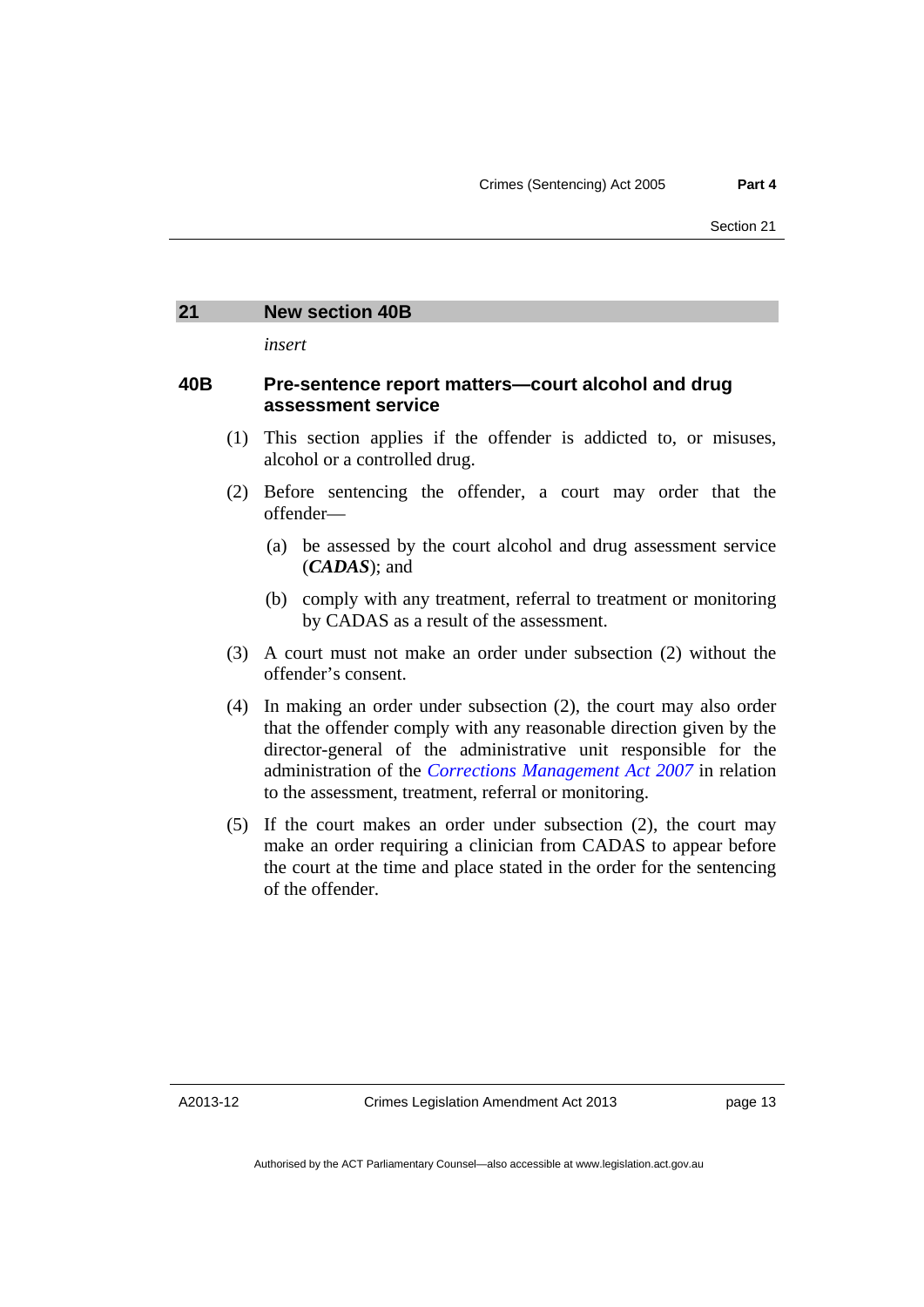## 21 New section 40B

*insert*

### 40B Pre-sentence report matters—court alcohol and drug assessment service

(1) This section applies if the offender is addicted to, or misuses, alcohol or a controlled drug.

(2) Before sentencing the offender, a court may order that the offender—

(a) be assessed by the court alcohol and drug assessment service (***CADAS***); and

(b) comply with any treatment, referral to treatment or monitoring by CADAS as a result of the assessment.

(3) A court must not make an order under subsection (2) without the offender's consent.

(4) In making an order under subsection (2), the court may also order that the offender comply with any reasonable direction given by the director-general of the administrative unit responsible for the administration of the *Corrections Management Act 2007* in relation to the assessment, treatment, referral or monitoring.

(5) If the court makes an order under subsection (2), the court may make an order requiring a clinician from CADAS to appear before the court at the time and place stated in the order for the sentencing of the offender.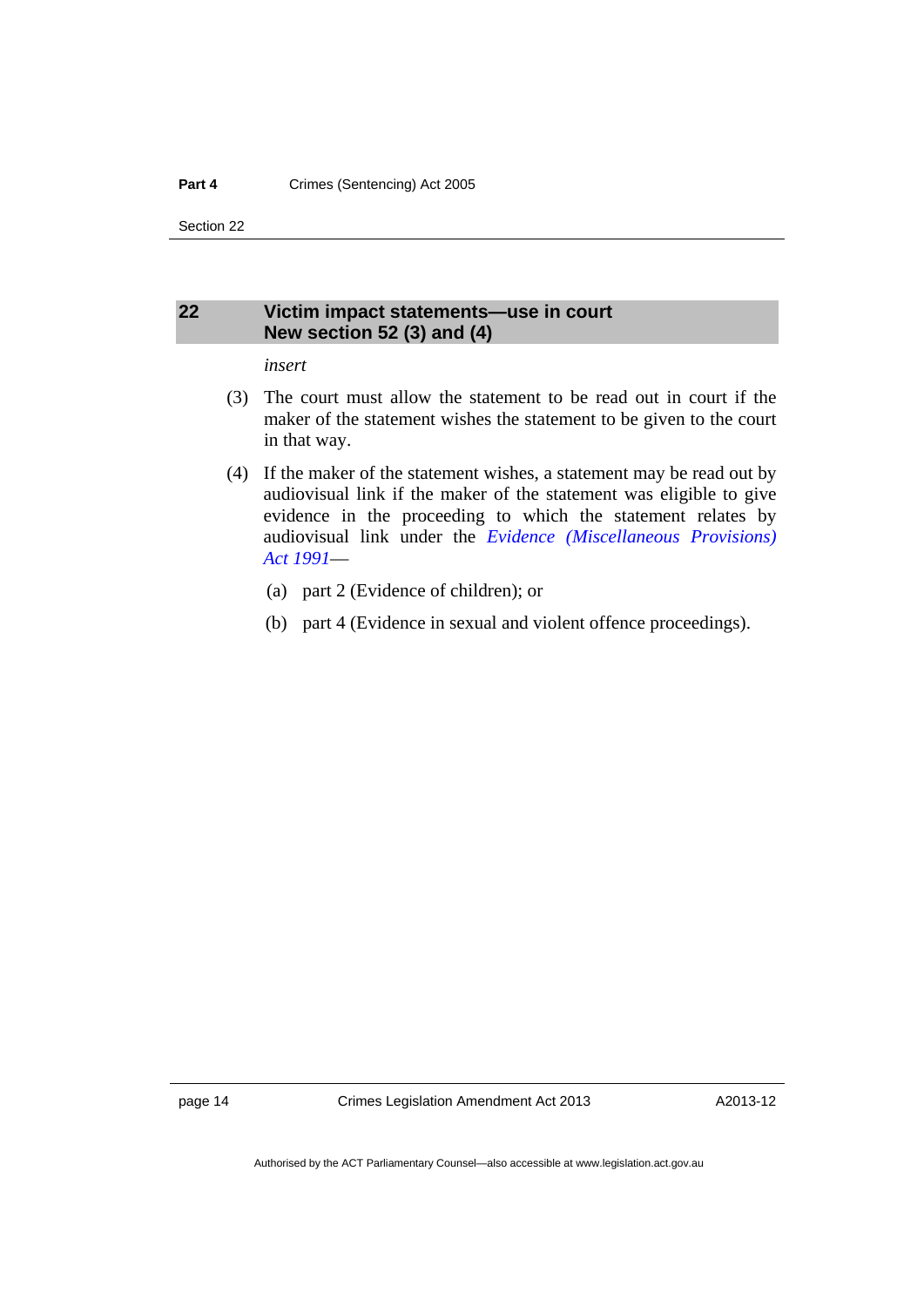## 22 Victim impact statements—use in court
## New section 52 (3) and (4)

*insert*

(3) The court must allow the statement to be read out in court if the maker of the statement wishes the statement to be given to the court in that way.

(4) If the maker of the statement wishes, a statement may be read out by audiovisual link if the maker of the statement was eligible to give evidence in the proceeding to which the statement relates by audiovisual link under the *Evidence (Miscellaneous Provisions) Act 1991*—

(a) part 2 (Evidence of children); or

(b) part 4 (Evidence in sexual and violent offence proceedings).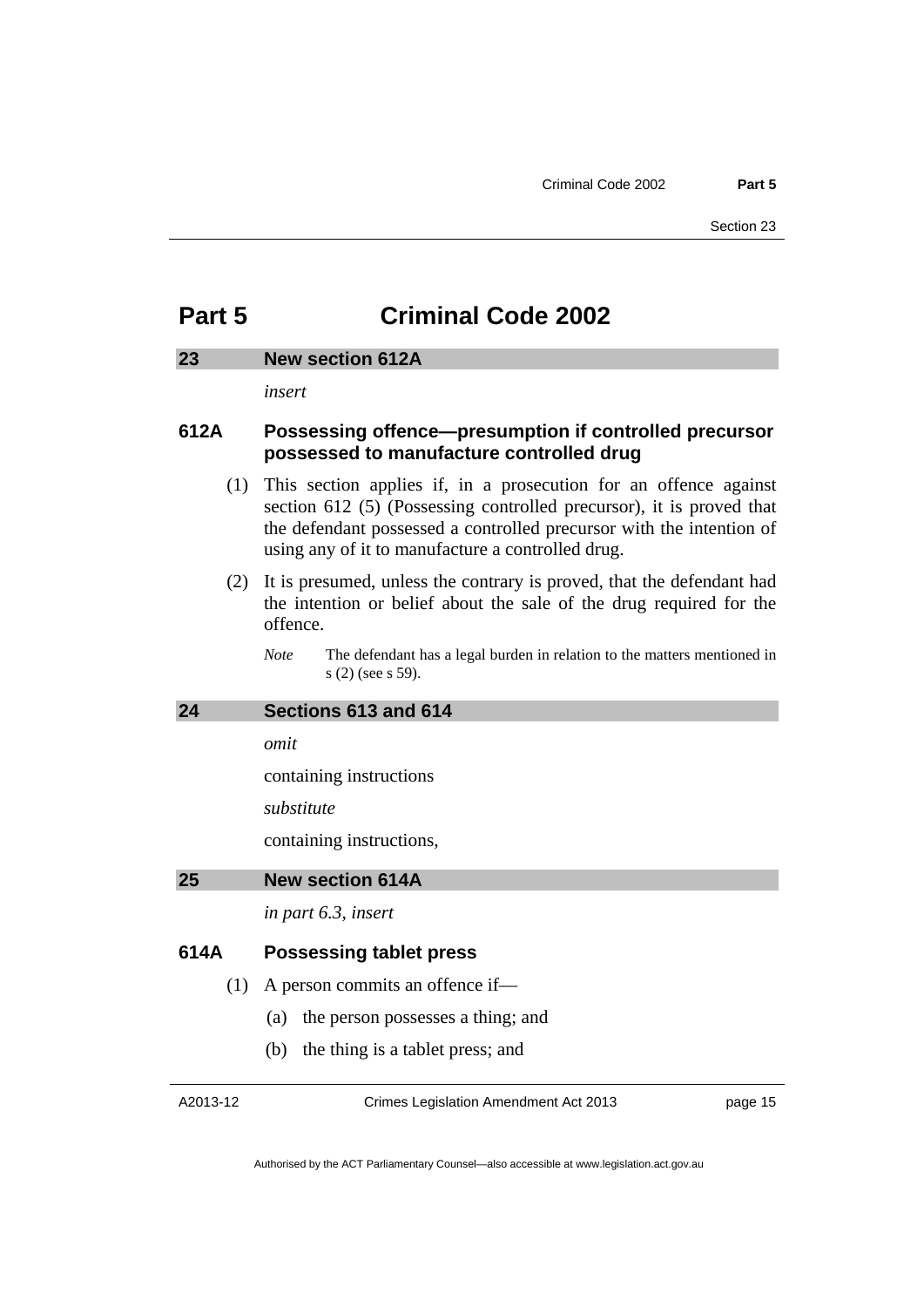# Part 5 Criminal Code 2002

## 23 New section 612A

*insert*

### 612A Possessing offence—presumption if controlled precursor possessed to manufacture controlled drug

(1) This section applies if, in a prosecution for an offence against section 612 (5) (Possessing controlled precursor), it is proved that the defendant possessed a controlled precursor with the intention of using any of it to manufacture a controlled drug.

(2) It is presumed, unless the contrary is proved, that the defendant had the intention or belief about the sale of the drug required for the offence.

*Note* The defendant has a legal burden in relation to the matters mentioned in s (2) (see s 59).

## 24 Sections 613 and 614

*omit*

containing instructions

*substitute*

containing instructions,

## 25 New section 614A

*in part 6.3, insert*

### 614A Possessing tablet press

(1) A person commits an offence if—

(a) the person possesses a thing; and

(b) the thing is a tablet press; and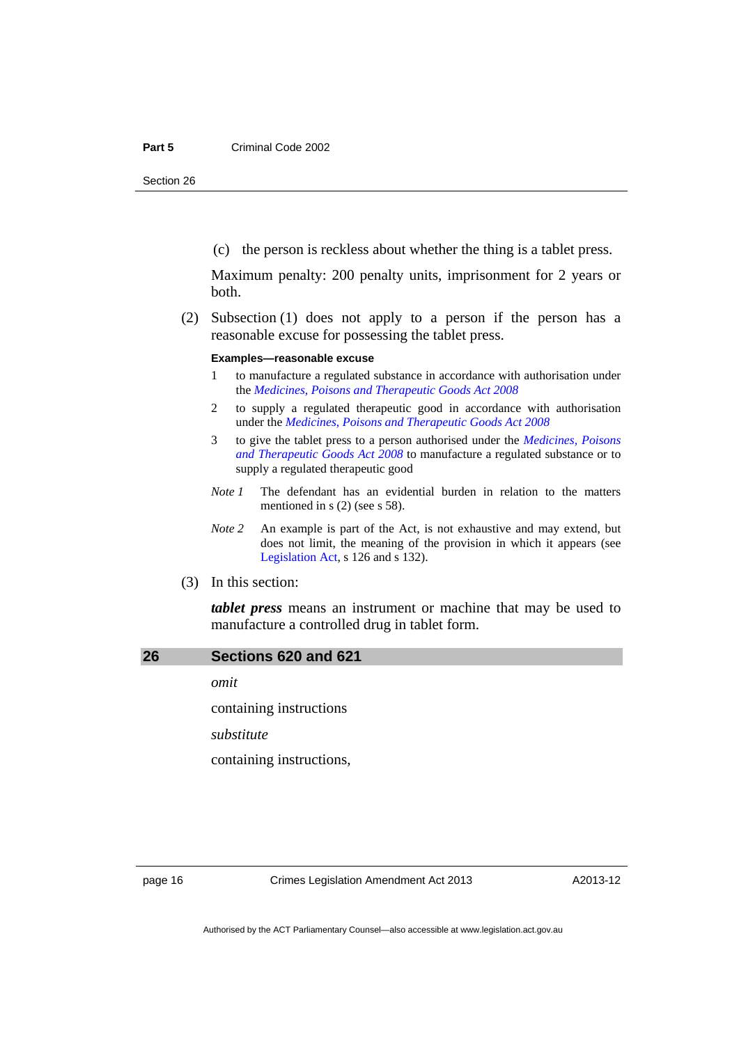(c) the person is reckless about whether the thing is a tablet press.

Maximum penalty: 200 penalty units, imprisonment for 2 years or both.

(2) Subsection (1) does not apply to a person if the person has a reasonable excuse for possessing the tablet press.

**Examples—reasonable excuse**

1 to manufacture a regulated substance in accordance with authorisation under the *Medicines, Poisons and Therapeutic Goods Act 2008*

2 to supply a regulated therapeutic good in accordance with authorisation under the *Medicines, Poisons and Therapeutic Goods Act 2008*

3 to give the tablet press to a person authorised under the *Medicines, Poisons and Therapeutic Goods Act 2008* to manufacture a regulated substance or to supply a regulated therapeutic good

*Note 1* The defendant has an evidential burden in relation to the matters mentioned in s (2) (see s 58).

*Note 2* An example is part of the Act, is not exhaustive and may extend, but does not limit, the meaning of the provision in which it appears (see Legislation Act, s 126 and s 132).

(3) In this section:

***tablet press*** means an instrument or machine that may be used to manufacture a controlled drug in tablet form.

## 26 Sections 620 and 621

*omit*

containing instructions

*substitute*

containing instructions,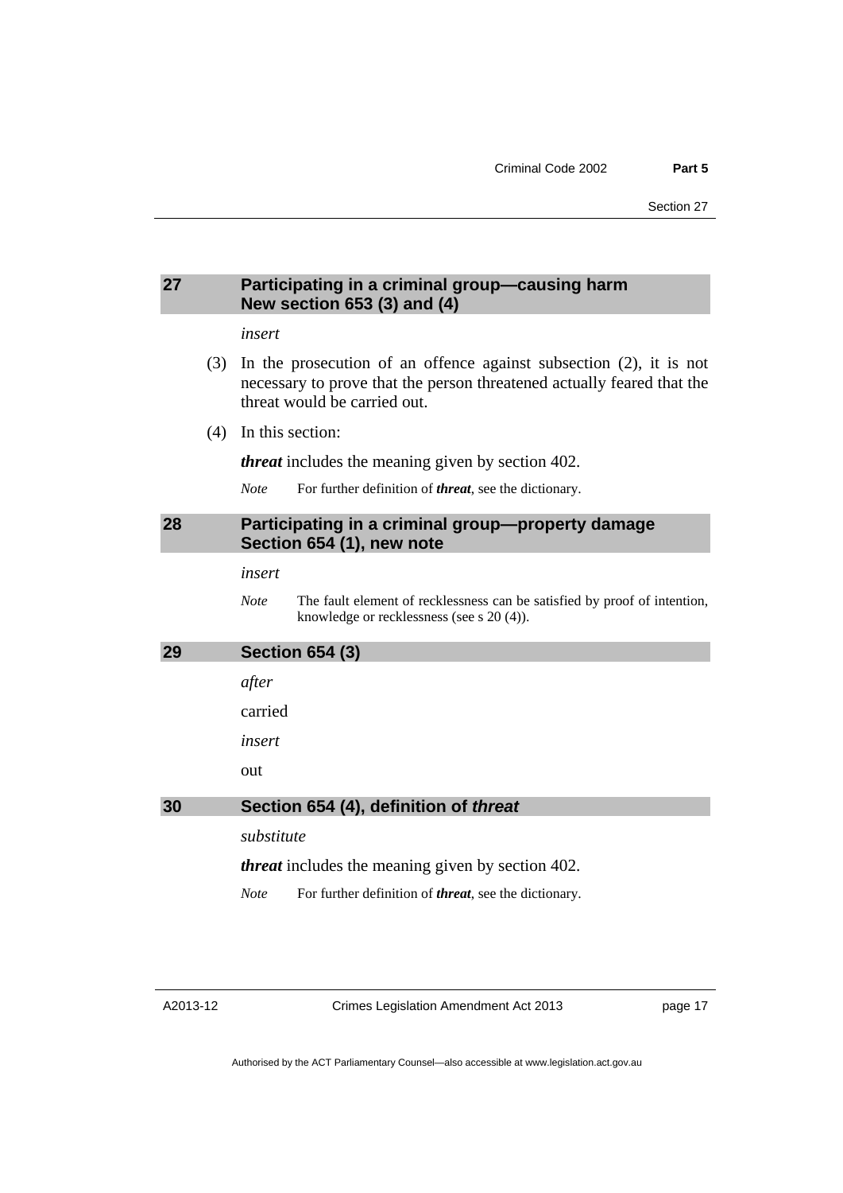## 27 Participating in a criminal group—causing harm New section 653 (3) and (4)

*insert*

(3) In the prosecution of an offence against subsection (2), it is not necessary to prove that the person threatened actually feared that the threat would be carried out.

(4) In this section:

***threat*** includes the meaning given by section 402.

*Note* For further definition of ***threat***, see the dictionary.

## 28 Participating in a criminal group—property damage Section 654 (1), new note

*insert*

*Note* The fault element of recklessness can be satisfied by proof of intention, knowledge or recklessness (see s 20 (4)).

## 29 Section 654 (3)

*after*

carried

*insert*

out

## 30 Section 654 (4), definition of *threat*

*substitute*

***threat*** includes the meaning given by section 402.

*Note* For further definition of ***threat***, see the dictionary.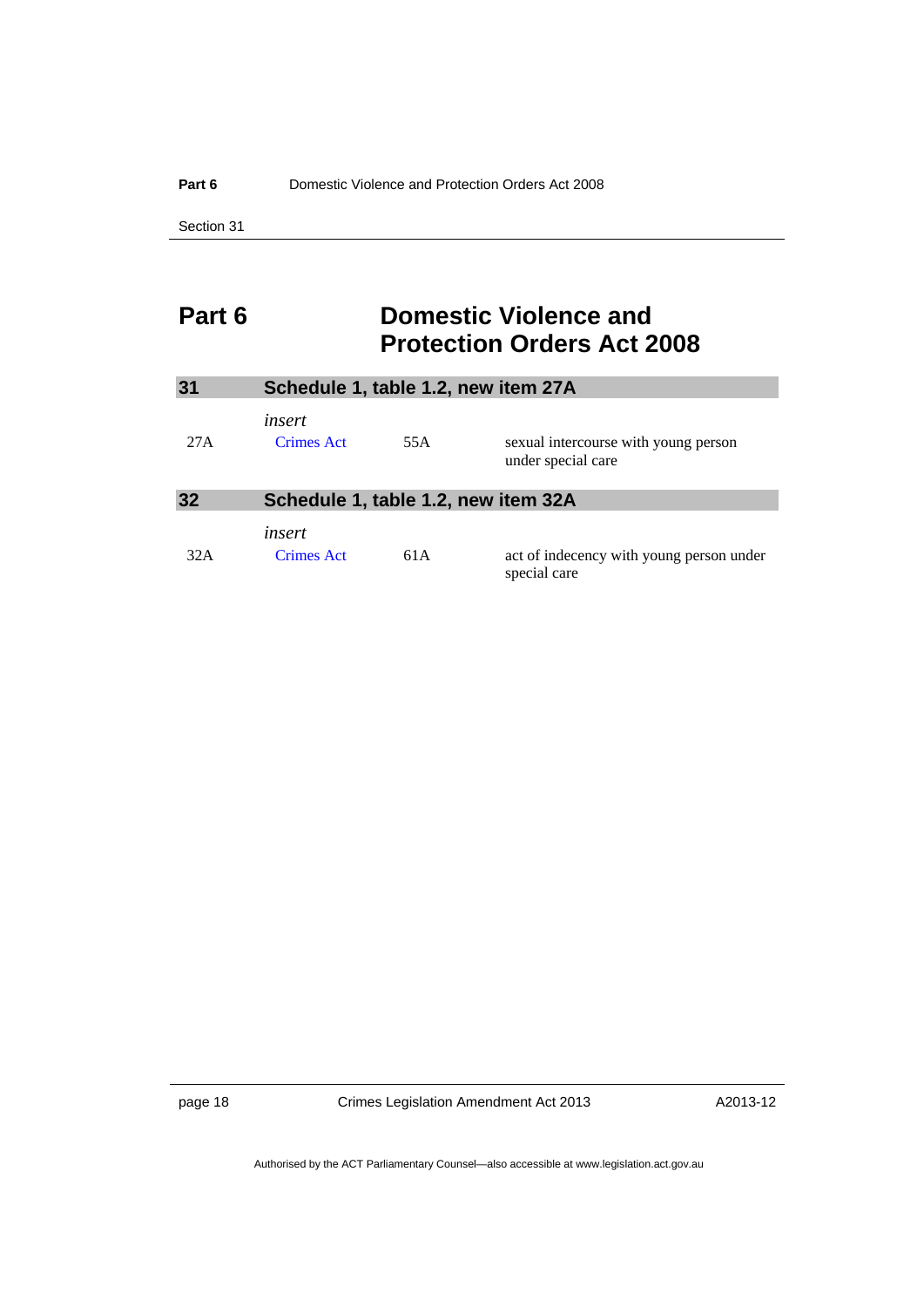# Part 6 Domestic Violence and Protection Orders Act 2008

## 31 Schedule 1, table 1.2, new item 27A

*insert*

| | | | |
|---|---|---|---|
| 27A | Crimes Act | 55A | sexual intercourse with young person under special care |

## 32 Schedule 1, table 1.2, new item 32A

*insert*

| | | | |
|---|---|---|---|
| 32A | Crimes Act | 61A | act of indecency with young person under special care |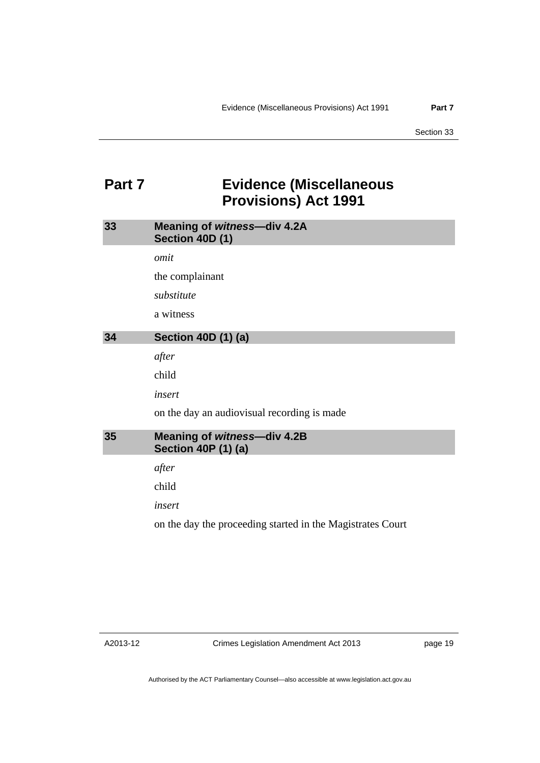# Part 7 Evidence (Miscellaneous Provisions) Act 1991

## 33 Meaning of *witness*—div 4.2A Section 40D (1)

*omit*

the complainant

*substitute*

a witness

## 34 Section 40D (1) (a)

*after*

child

*insert*

on the day an audiovisual recording is made

## 35 Meaning of *witness*—div 4.2B Section 40P (1) (a)

*after*

child

*insert*

on the day the proceeding started in the Magistrates Court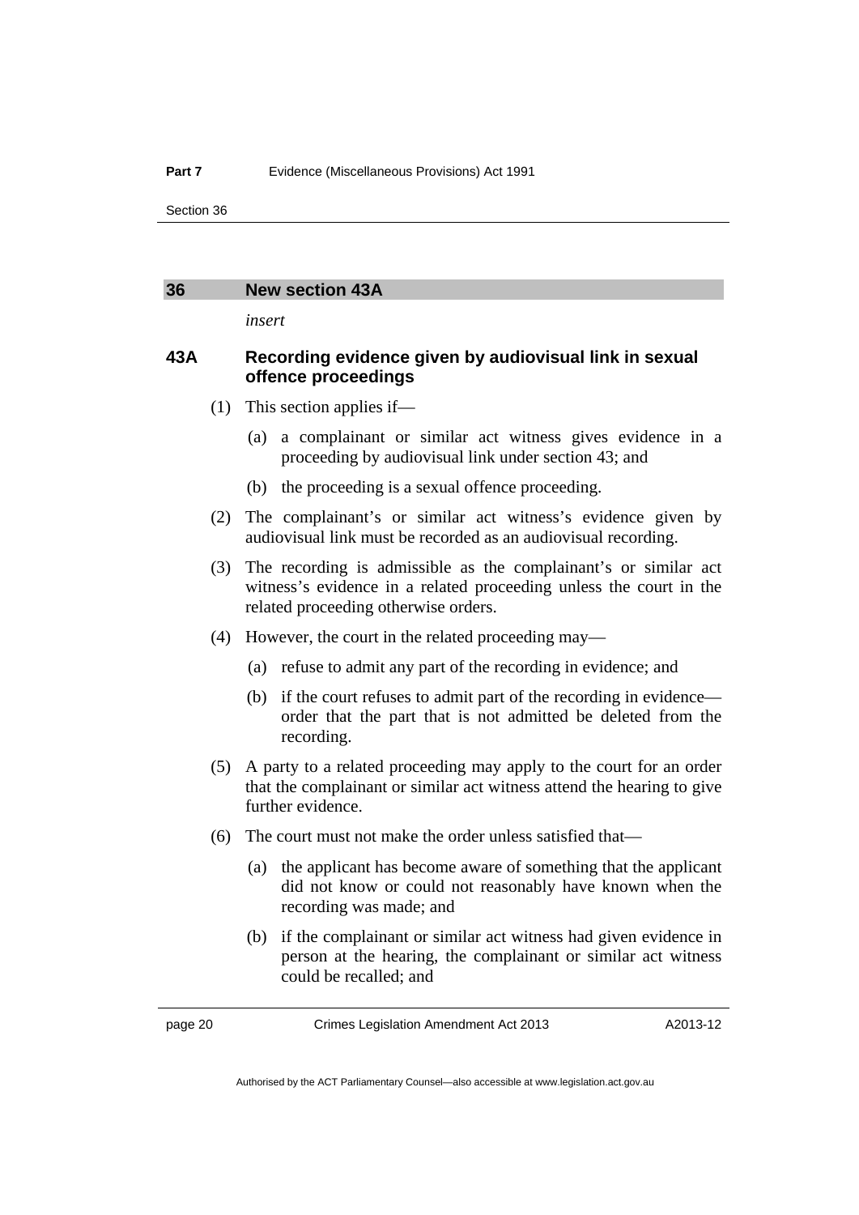## 36 New section 43A

*insert*

### 43A Recording evidence given by audiovisual link in sexual offence proceedings

(1) This section applies if—

(a) a complainant or similar act witness gives evidence in a proceeding by audiovisual link under section 43; and

(b) the proceeding is a sexual offence proceeding.

(2) The complainant's or similar act witness's evidence given by audiovisual link must be recorded as an audiovisual recording.

(3) The recording is admissible as the complainant's or similar act witness's evidence in a related proceeding unless the court in the related proceeding otherwise orders.

(4) However, the court in the related proceeding may—

(a) refuse to admit any part of the recording in evidence; and

(b) if the court refuses to admit part of the recording in evidence—order that the part that is not admitted be deleted from the recording.

(5) A party to a related proceeding may apply to the court for an order that the complainant or similar act witness attend the hearing to give further evidence.

(6) The court must not make the order unless satisfied that—

(a) the applicant has become aware of something that the applicant did not know or could not reasonably have known when the recording was made; and

(b) if the complainant or similar act witness had given evidence in person at the hearing, the complainant or similar act witness could be recalled; and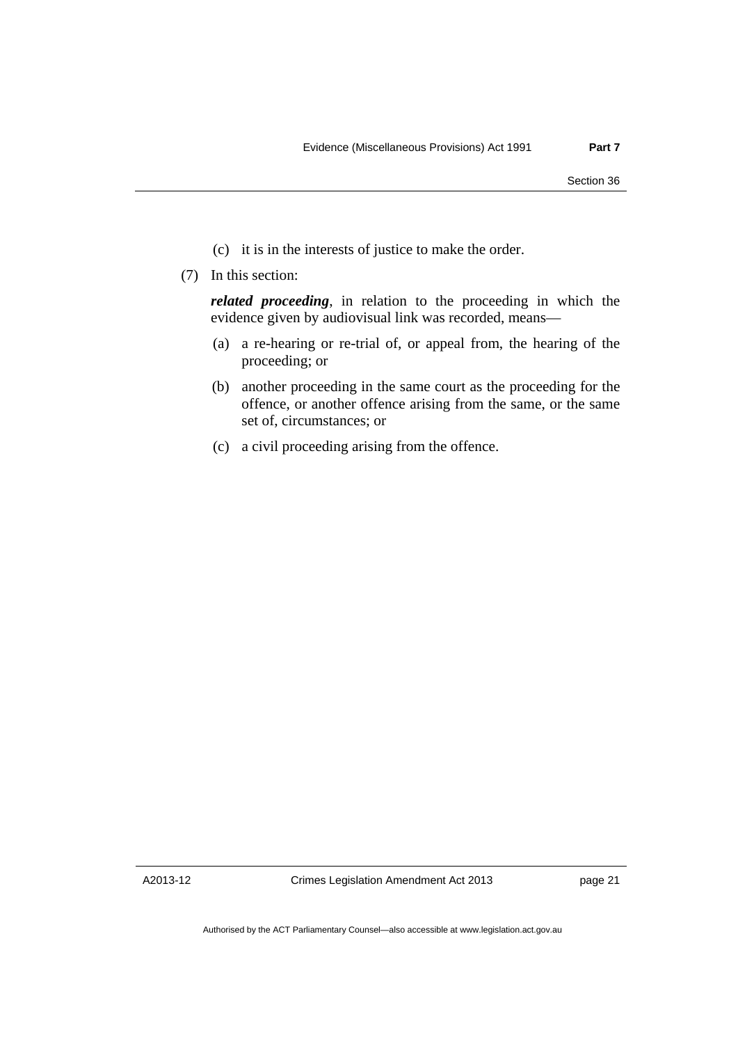(c) it is in the interests of justice to make the order.

(7) In this section:

***related proceeding***, in relation to the proceeding in which the evidence given by audiovisual link was recorded, means—

(a) a re-hearing or re-trial of, or appeal from, the hearing of the proceeding; or

(b) another proceeding in the same court as the proceeding for the offence, or another offence arising from the same, or the same set of, circumstances; or

(c) a civil proceeding arising from the offence.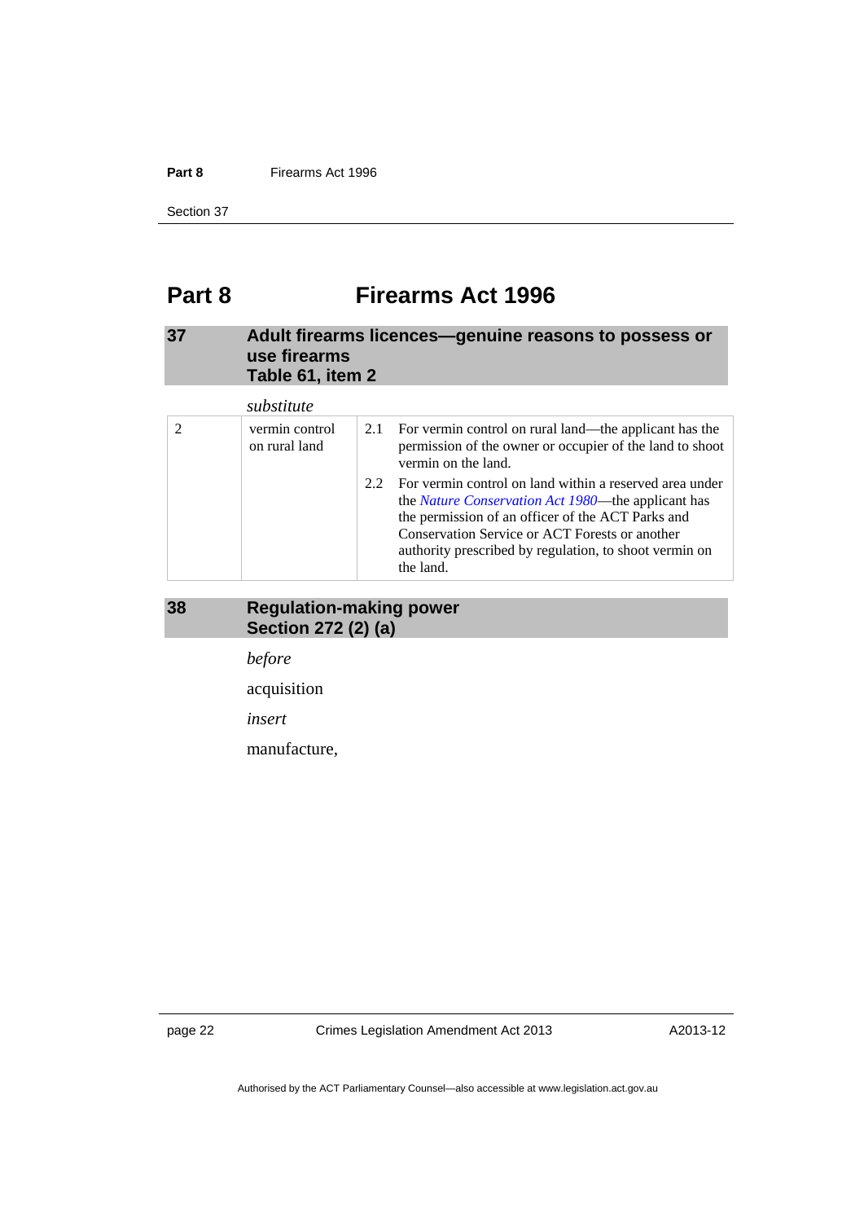# Part 8 Firearms Act 1996

## 37 Adult firearms licences—genuine reasons to possess or use firearms Table 61, item 2

*substitute*

| | | |
|---|---|---|
| 2 | vermin control on rural land | 2.1 For vermin control on rural land—the applicant has the permission of the owner or occupier of the land to shoot vermin on the land.<br><br>2.2 For vermin control on land within a reserved area under the *Nature Conservation Act 1980*—the applicant has the permission of an officer of the ACT Parks and Conservation Service or ACT Forests or another authority prescribed by regulation, to shoot vermin on the land. |

## 38 Regulation-making power Section 272 (2) (a)

*before*

acquisition

*insert*

manufacture,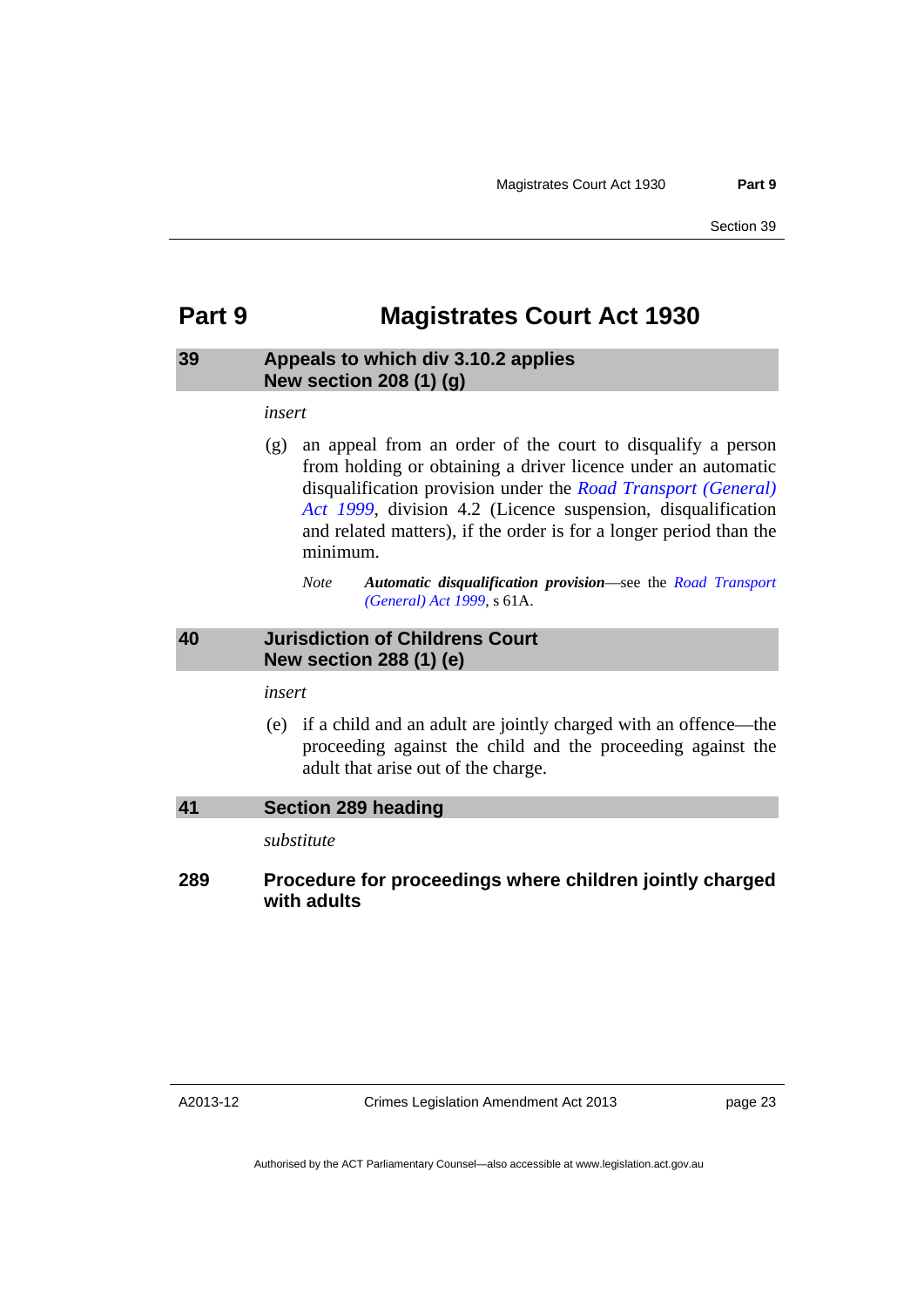# Part 9 Magistrates Court Act 1930

## 39 Appeals to which div 3.10.2 applies New section 208 (1) (g)

*insert*

(g) an appeal from an order of the court to disqualify a person from holding or obtaining a driver licence under an automatic disqualification provision under the *Road Transport (General) Act 1999*, division 4.2 (Licence suspension, disqualification and related matters), if the order is for a longer period than the minimum.

*Note* ***Automatic disqualification provision***—see the *Road Transport (General) Act 1999*, s 61A.

## 40 Jurisdiction of Childrens Court New section 288 (1) (e)

*insert*

(e) if a child and an adult are jointly charged with an offence—the proceeding against the child and the proceeding against the adult that arise out of the charge.

## 41 Section 289 heading

*substitute*

**289 Procedure for proceedings where children jointly charged with adults**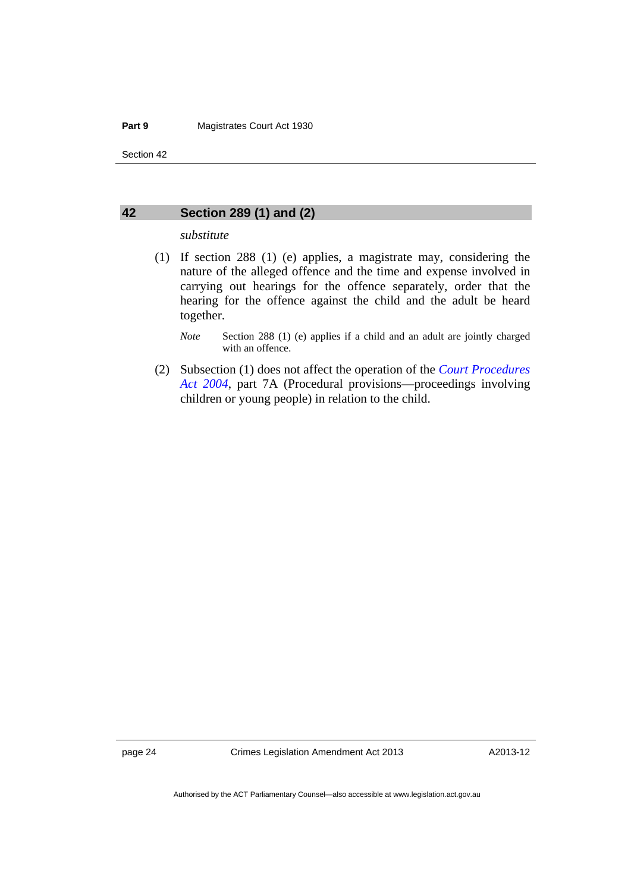## 42 Section 289 (1) and (2)

*substitute*

(1) If section 288 (1) (e) applies, a magistrate may, considering the nature of the alleged offence and the time and expense involved in carrying out hearings for the offence separately, order that the hearing for the offence against the child and the adult be heard together.

*Note* Section 288 (1) (e) applies if a child and an adult are jointly charged with an offence.

(2) Subsection (1) does not affect the operation of the *Court Procedures Act 2004*, part 7A (Procedural provisions—proceedings involving children or young people) in relation to the child.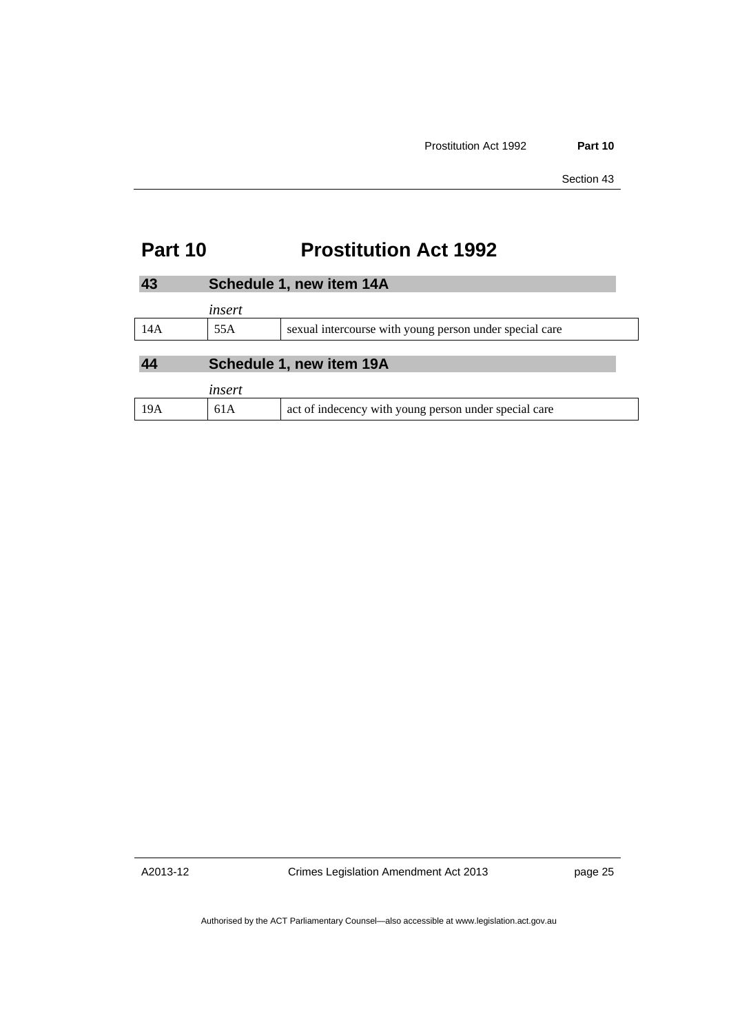# Part 10 Prostitution Act 1992

## 43 Schedule 1, new item 14A

*insert*

| 14A | 55A | sexual intercourse with young person under special care |
|---|---|---|

## 44 Schedule 1, new item 19A

*insert*

| 19A | 61A | act of indecency with young person under special care |
|---|---|---|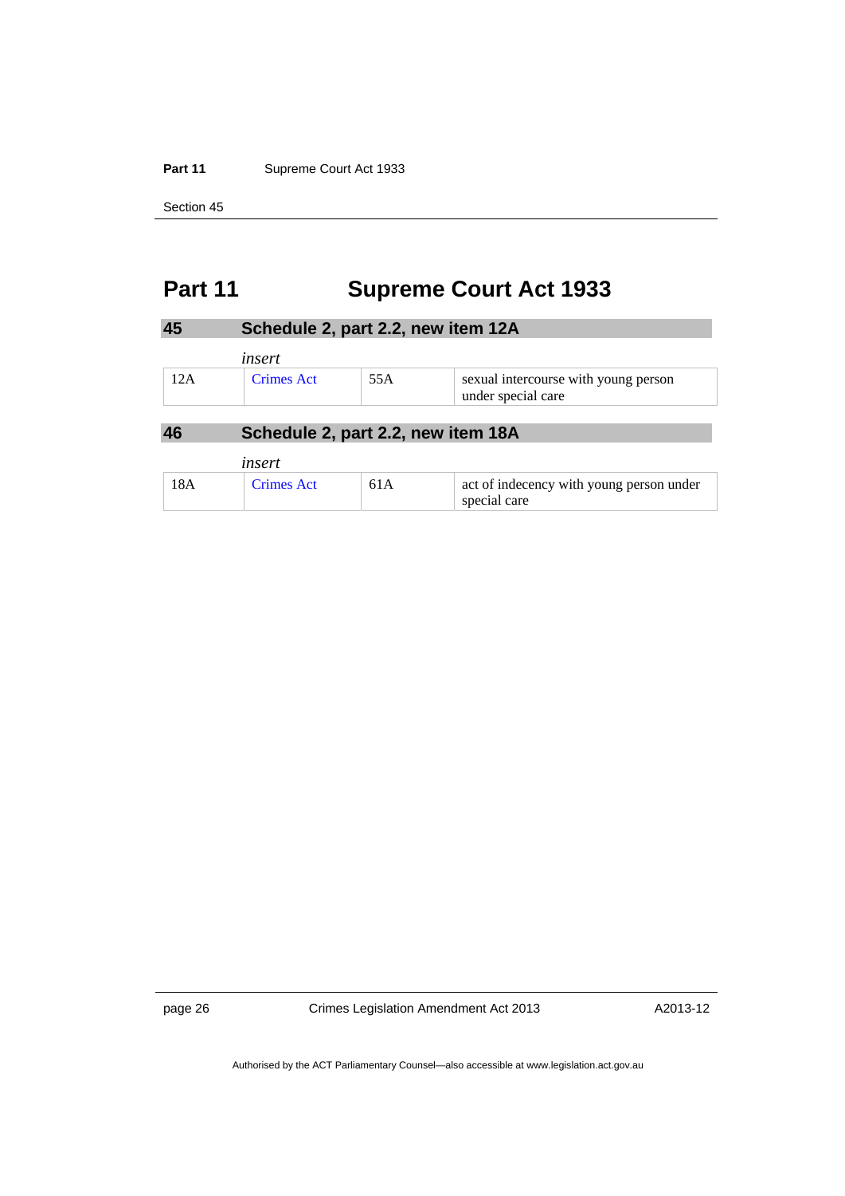# Part 11 Supreme Court Act 1933

## 45 Schedule 2, part 2.2, new item 12A

*insert*

| | | | |
|---|---|---|---|
| 12A | Crimes Act | 55A | sexual intercourse with young person under special care |

## 46 Schedule 2, part 2.2, new item 18A

*insert*

| | | | |
|---|---|---|---|
| 18A | Crimes Act | 61A | act of indecency with young person under special care |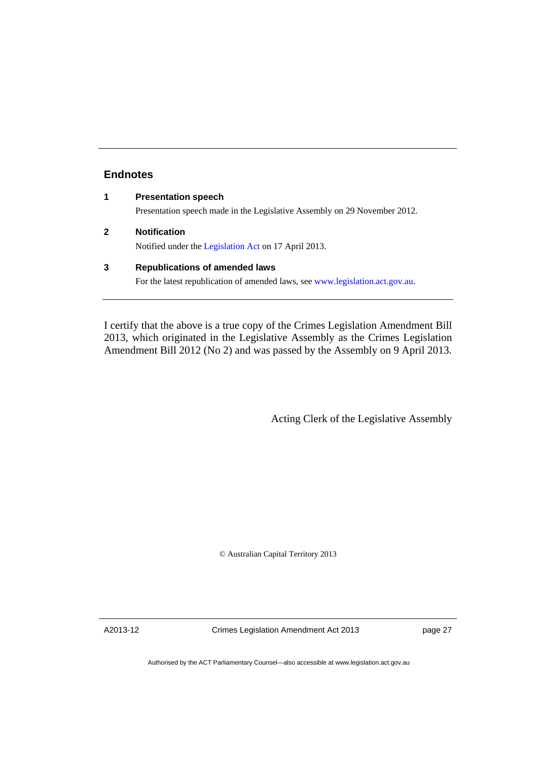## Endnotes

**1 Presentation speech**

Presentation speech made in the Legislative Assembly on 29 November 2012.

**2 Notification**

Notified under the Legislation Act on 17 April 2013.

**3 Republications of amended laws**

For the latest republication of amended laws, see www.legislation.act.gov.au.

I certify that the above is a true copy of the Crimes Legislation Amendment Bill 2013, which originated in the Legislative Assembly as the Crimes Legislation Amendment Bill 2012 (No 2) and was passed by the Assembly on 9 April 2013.

Acting Clerk of the Legislative Assembly

© Australian Capital Territory 2013